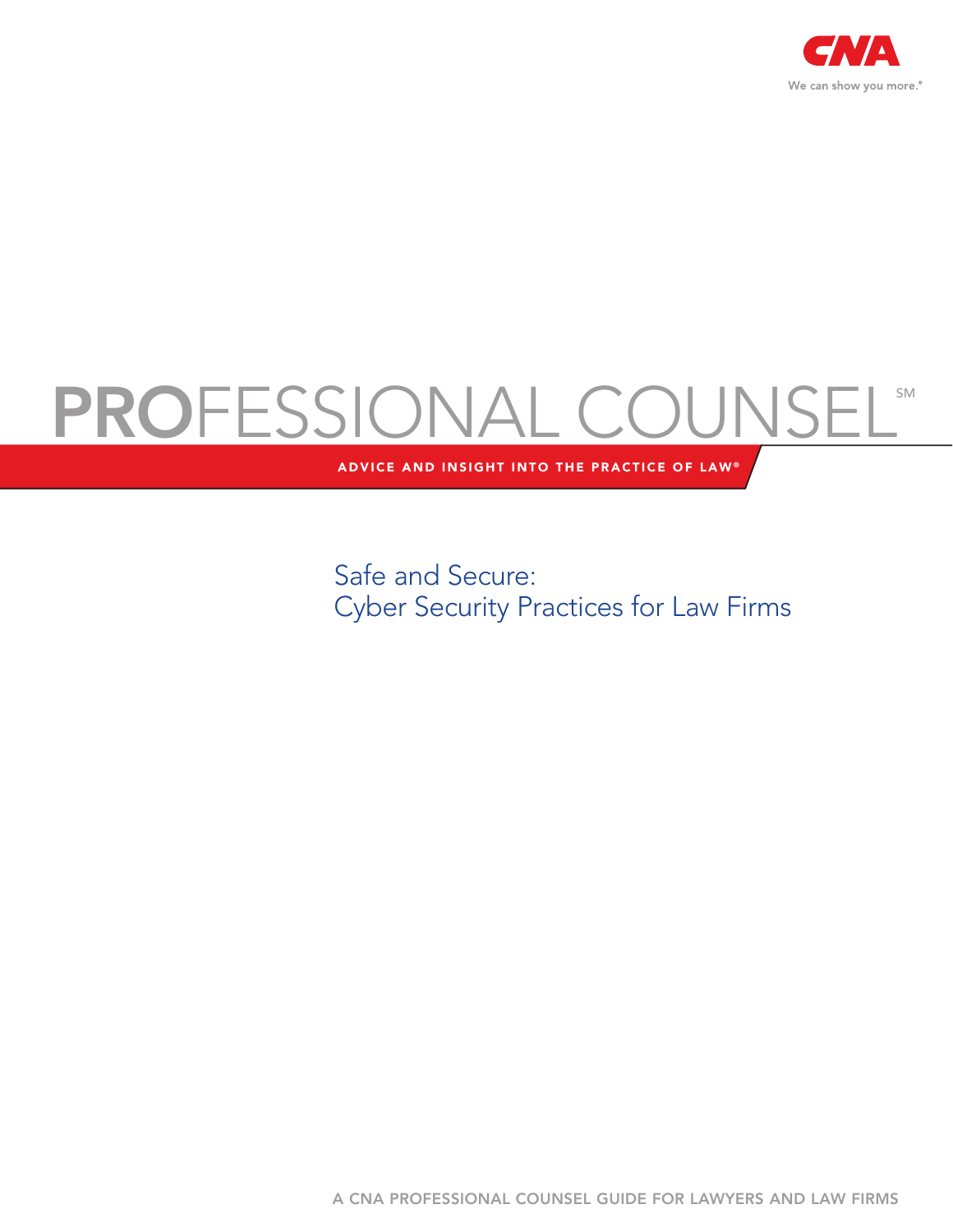CNA

We can show you more.®

# PROFESSIONAL COUNSEL℠

ADVICE AND INSIGHT INTO THE PRACTICE OF LAW®

## Safe and Secure: Cyber Security Practices for Law Firms

A CNA PROFESSIONAL COUNSEL GUIDE FOR LAWYERS AND LAW FIRMS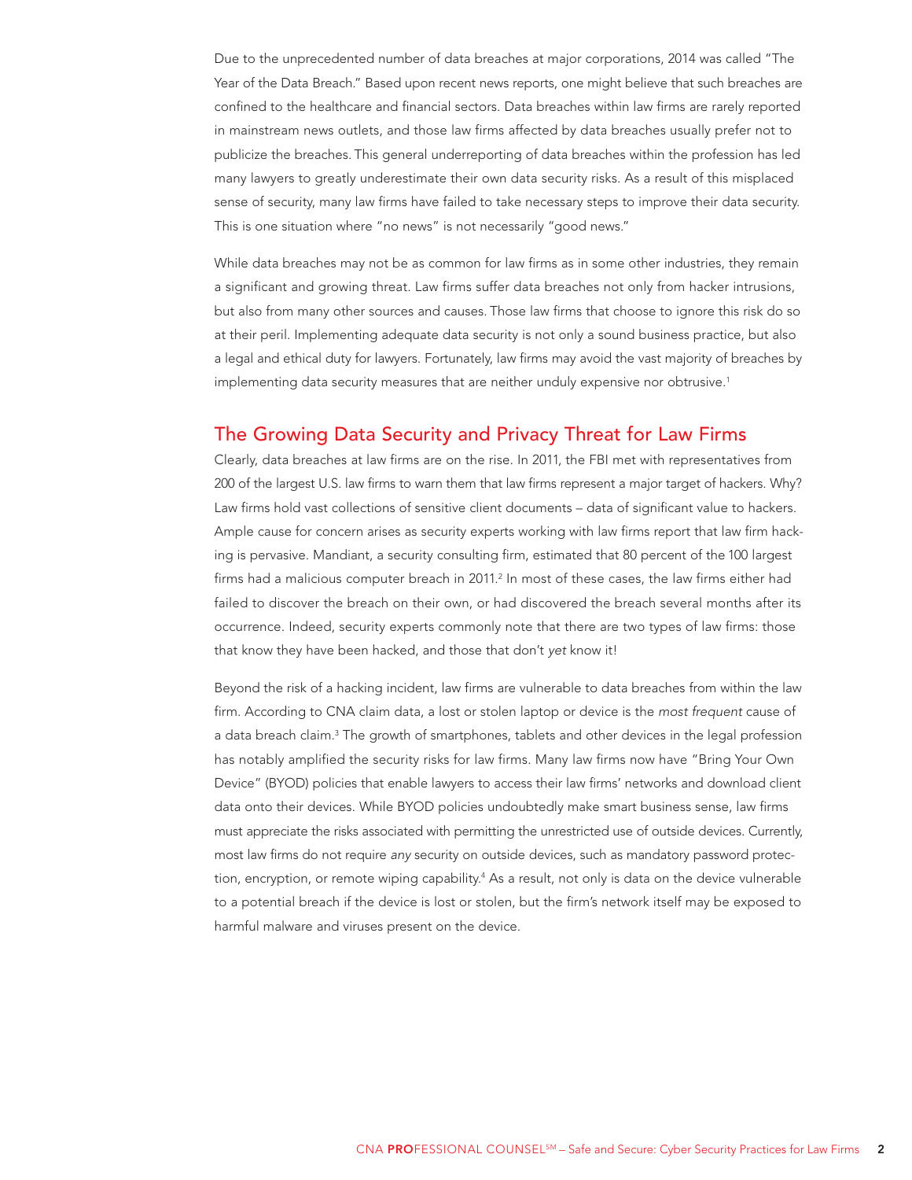Due to the unprecedented number of data breaches at major corporations, 2014 was called "The Year of the Data Breach." Based upon recent news reports, one might believe that such breaches are confined to the healthcare and financial sectors. Data breaches within law firms are rarely reported in mainstream news outlets, and those law firms affected by data breaches usually prefer not to publicize the breaches. This general underreporting of data breaches within the profession has led many lawyers to greatly underestimate their own data security risks. As a result of this misplaced sense of security, many law firms have failed to take necessary steps to improve their data security. This is one situation where "no news" is not necessarily "good news."

While data breaches may not be as common for law firms as in some other industries, they remain a significant and growing threat. Law firms suffer data breaches not only from hacker intrusions, but also from many other sources and causes. Those law firms that choose to ignore this risk do so at their peril. Implementing adequate data security is not only a sound business practice, but also a legal and ethical duty for lawyers. Fortunately, law firms may avoid the vast majority of breaches by implementing data security measures that are neither unduly expensive nor obtrusive.[1]

## The Growing Data Security and Privacy Threat for Law Firms

Clearly, data breaches at law firms are on the rise. In 2011, the FBI met with representatives from 200 of the largest U.S. law firms to warn them that law firms represent a major target of hackers. Why? Law firms hold vast collections of sensitive client documents – data of significant value to hackers. Ample cause for concern arises as security experts working with law firms report that law firm hacking is pervasive. Mandiant, a security consulting firm, estimated that 80 percent of the 100 largest firms had a malicious computer breach in 2011.[2] In most of these cases, the law firms either had failed to discover the breach on their own, or had discovered the breach several months after its occurrence. Indeed, security experts commonly note that there are two types of law firms: those that know they have been hacked, and those that don't *yet* know it!

Beyond the risk of a hacking incident, law firms are vulnerable to data breaches from within the law firm. According to CNA claim data, a lost or stolen laptop or device is the *most frequent* cause of a data breach claim.[3] The growth of smartphones, tablets and other devices in the legal profession has notably amplified the security risks for law firms. Many law firms now have "Bring Your Own Device" (BYOD) policies that enable lawyers to access their law firms' networks and download client data onto their devices. While BYOD policies undoubtedly make smart business sense, law firms must appreciate the risks associated with permitting the unrestricted use of outside devices. Currently, most law firms do not require *any* security on outside devices, such as mandatory password protection, encryption, or remote wiping capability.[4] As a result, not only is data on the device vulnerable to a potential breach if the device is lost or stolen, but the firm's network itself may be exposed to harmful malware and viruses present on the device.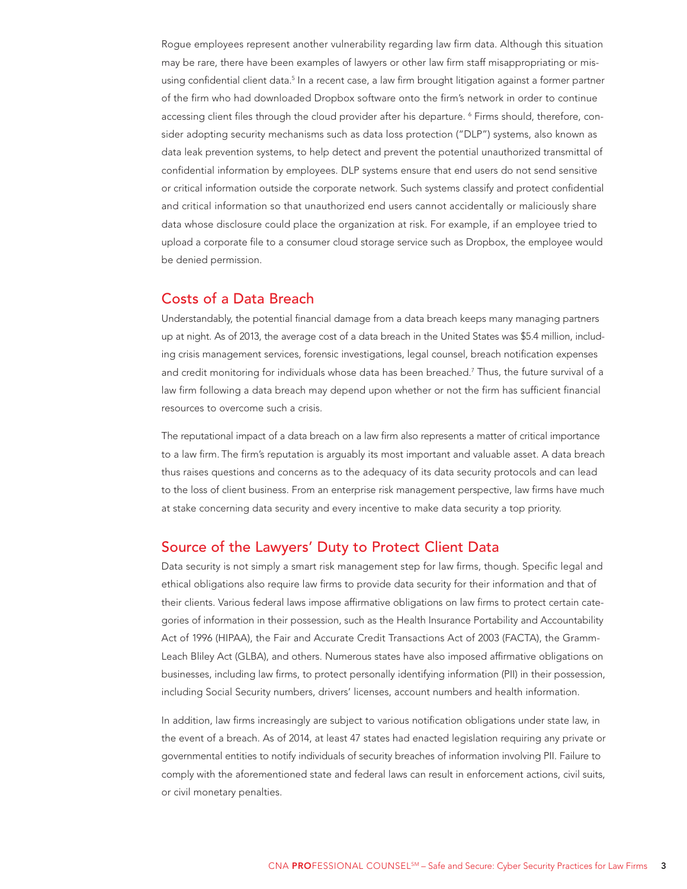Rogue employees represent another vulnerability regarding law firm data. Although this situation may be rare, there have been examples of lawyers or other law firm staff misappropriating or misusing confidential client data.[5] In a recent case, a law firm brought litigation against a former partner of the firm who had downloaded Dropbox software onto the firm's network in order to continue accessing client files through the cloud provider after his departure. [6] Firms should, therefore, consider adopting security mechanisms such as data loss protection ("DLP") systems, also known as data leak prevention systems, to help detect and prevent the potential unauthorized transmittal of confidential information by employees. DLP systems ensure that end users do not send sensitive or critical information outside the corporate network. Such systems classify and protect confidential and critical information so that unauthorized end users cannot accidentally or maliciously share data whose disclosure could place the organization at risk. For example, if an employee tried to upload a corporate file to a consumer cloud storage service such as Dropbox, the employee would be denied permission.

## Costs of a Data Breach

Understandably, the potential financial damage from a data breach keeps many managing partners up at night. As of 2013, the average cost of a data breach in the United States was $5.4 million, including crisis management services, forensic investigations, legal counsel, breach notification expenses and credit monitoring for individuals whose data has been breached.[7] Thus, the future survival of a law firm following a data breach may depend upon whether or not the firm has sufficient financial resources to overcome such a crisis.

The reputational impact of a data breach on a law firm also represents a matter of critical importance to a law firm. The firm's reputation is arguably its most important and valuable asset. A data breach thus raises questions and concerns as to the adequacy of its data security protocols and can lead to the loss of client business. From an enterprise risk management perspective, law firms have much at stake concerning data security and every incentive to make data security a top priority.

## Source of the Lawyers' Duty to Protect Client Data

Data security is not simply a smart risk management step for law firms, though. Specific legal and ethical obligations also require law firms to provide data security for their information and that of their clients. Various federal laws impose affirmative obligations on law firms to protect certain categories of information in their possession, such as the Health Insurance Portability and Accountability Act of 1996 (HIPAA), the Fair and Accurate Credit Transactions Act of 2003 (FACTA), the Gramm-Leach Bliley Act (GLBA), and others. Numerous states have also imposed affirmative obligations on businesses, including law firms, to protect personally identifying information (PII) in their possession, including Social Security numbers, drivers' licenses, account numbers and health information.

In addition, law firms increasingly are subject to various notification obligations under state law, in the event of a breach. As of 2014, at least 47 states had enacted legislation requiring any private or governmental entities to notify individuals of security breaches of information involving PII. Failure to comply with the aforementioned state and federal laws can result in enforcement actions, civil suits, or civil monetary penalties.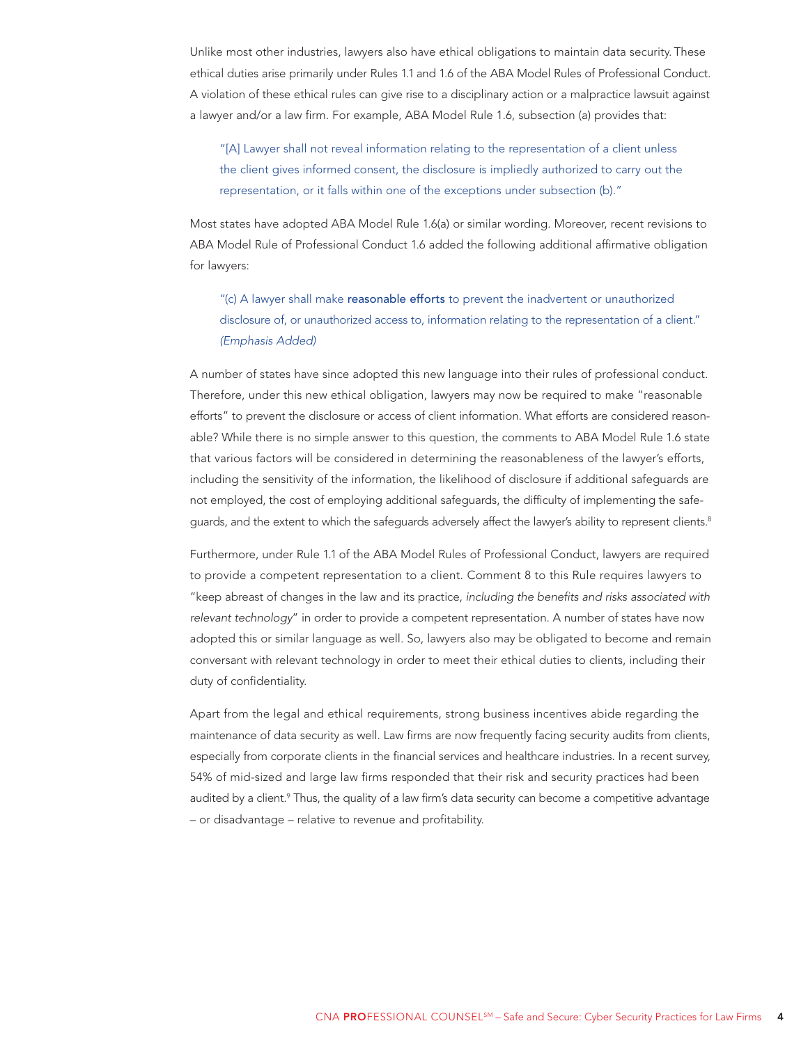Unlike most other industries, lawyers also have ethical obligations to maintain data security. These ethical duties arise primarily under Rules 1.1 and 1.6 of the ABA Model Rules of Professional Conduct. A violation of these ethical rules can give rise to a disciplinary action or a malpractice lawsuit against a lawyer and/or a law firm. For example, ABA Model Rule 1.6, subsection (a) provides that:

> "[A] Lawyer shall not reveal information relating to the representation of a client unless the client gives informed consent, the disclosure is impliedly authorized to carry out the representation, or it falls within one of the exceptions under subsection (b)."

Most states have adopted ABA Model Rule 1.6(a) or similar wording. Moreover, recent revisions to ABA Model Rule of Professional Conduct 1.6 added the following additional affirmative obligation for lawyers:

> "(c) A lawyer shall make **reasonable efforts** to prevent the inadvertent or unauthorized disclosure of, or unauthorized access to, information relating to the representation of a client." *(Emphasis Added)*

A number of states have since adopted this new language into their rules of professional conduct. Therefore, under this new ethical obligation, lawyers may now be required to make "reasonable efforts" to prevent the disclosure or access of client information. What efforts are considered reasonable? While there is no simple answer to this question, the comments to ABA Model Rule 1.6 state that various factors will be considered in determining the reasonableness of the lawyer's efforts, including the sensitivity of the information, the likelihood of disclosure if additional safeguards are not employed, the cost of employing additional safeguards, the difficulty of implementing the safeguards, and the extent to which the safeguards adversely affect the lawyer's ability to represent clients.[8]

Furthermore, under Rule 1.1 of the ABA Model Rules of Professional Conduct, lawyers are required to provide a competent representation to a client. Comment 8 to this Rule requires lawyers to "keep abreast of changes in the law and its practice, *including the benefits and risks associated with relevant technology*" in order to provide a competent representation. A number of states have now adopted this or similar language as well. So, lawyers also may be obligated to become and remain conversant with relevant technology in order to meet their ethical duties to clients, including their duty of confidentiality.

Apart from the legal and ethical requirements, strong business incentives abide regarding the maintenance of data security as well. Law firms are now frequently facing security audits from clients, especially from corporate clients in the financial services and healthcare industries. In a recent survey, 54% of mid-sized and large law firms responded that their risk and security practices had been audited by a client.[9] Thus, the quality of a law firm's data security can become a competitive advantage – or disadvantage – relative to revenue and profitability.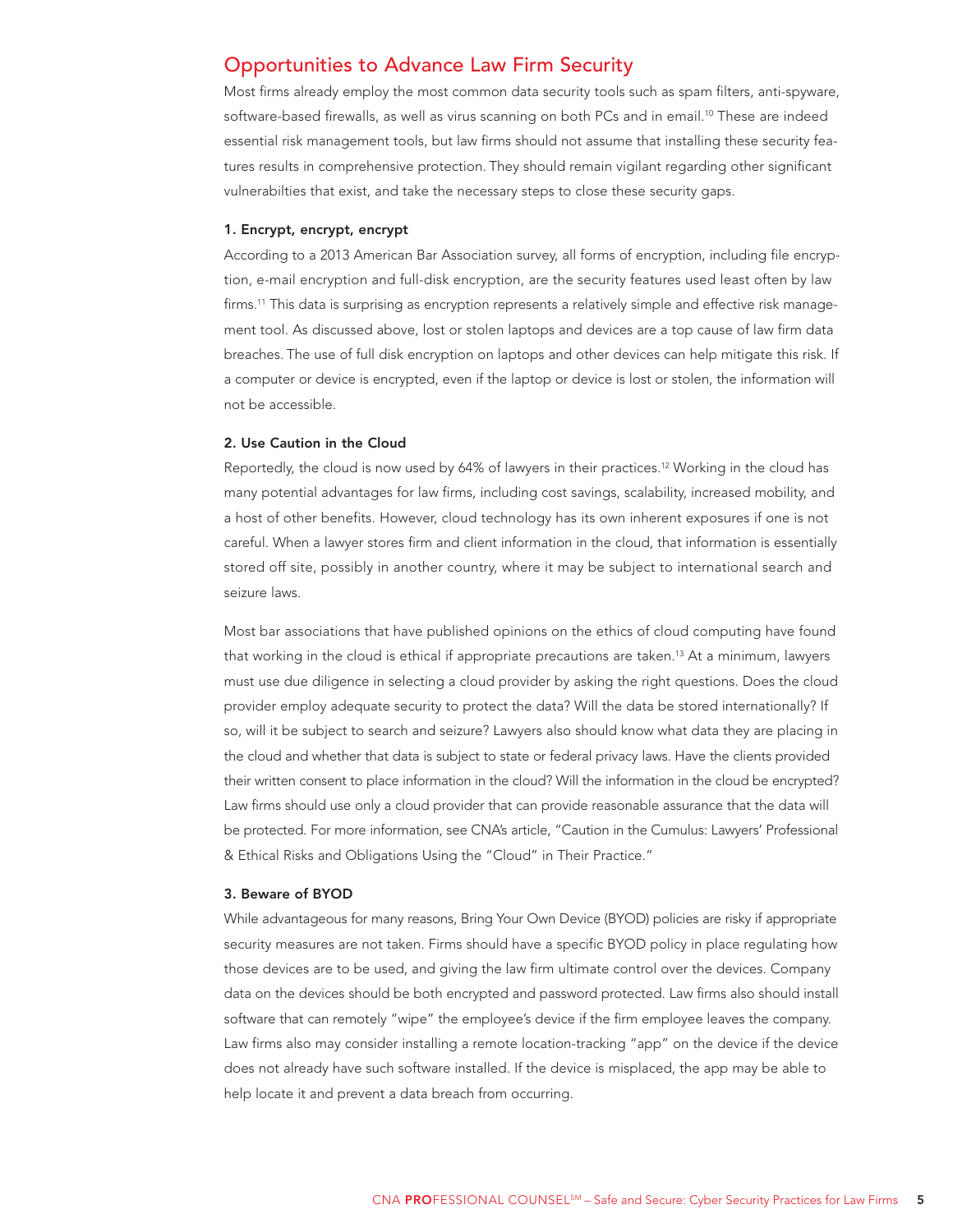## Opportunities to Advance Law Firm Security

Most firms already employ the most common data security tools such as spam filters, anti-spyware, software-based firewalls, as well as virus scanning on both PCs and in email.[10] These are indeed essential risk management tools, but law firms should not assume that installing these security features results in comprehensive protection. They should remain vigilant regarding other significant vulnerabilties that exist, and take the necessary steps to close these security gaps.

**1. Encrypt, encrypt, encrypt**

According to a 2013 American Bar Association survey, all forms of encryption, including file encryption, e-mail encryption and full-disk encryption, are the security features used least often by law firms.[11] This data is surprising as encryption represents a relatively simple and effective risk management tool. As discussed above, lost or stolen laptops and devices are a top cause of law firm data breaches. The use of full disk encryption on laptops and other devices can help mitigate this risk. If a computer or device is encrypted, even if the laptop or device is lost or stolen, the information will not be accessible.

**2. Use Caution in the Cloud**

Reportedly, the cloud is now used by 64% of lawyers in their practices.[12] Working in the cloud has many potential advantages for law firms, including cost savings, scalability, increased mobility, and a host of other benefits. However, cloud technology has its own inherent exposures if one is not careful. When a lawyer stores firm and client information in the cloud, that information is essentially stored off site, possibly in another country, where it may be subject to international search and seizure laws.

Most bar associations that have published opinions on the ethics of cloud computing have found that working in the cloud is ethical if appropriate precautions are taken.[13] At a minimum, lawyers must use due diligence in selecting a cloud provider by asking the right questions. Does the cloud provider employ adequate security to protect the data? Will the data be stored internationally? If so, will it be subject to search and seizure? Lawyers also should know what data they are placing in the cloud and whether that data is subject to state or federal privacy laws. Have the clients provided their written consent to place information in the cloud? Will the information in the cloud be encrypted? Law firms should use only a cloud provider that can provide reasonable assurance that the data will be protected. For more information, see CNA's article, "Caution in the Cumulus: Lawyers' Professional & Ethical Risks and Obligations Using the "Cloud" in Their Practice."

**3. Beware of BYOD**

While advantageous for many reasons, Bring Your Own Device (BYOD) policies are risky if appropriate security measures are not taken. Firms should have a specific BYOD policy in place regulating how those devices are to be used, and giving the law firm ultimate control over the devices. Company data on the devices should be both encrypted and password protected. Law firms also should install software that can remotely "wipe" the employee's device if the firm employee leaves the company. Law firms also may consider installing a remote location-tracking "app" on the device if the device does not already have such software installed. If the device is misplaced, the app may be able to help locate it and prevent a data breach from occurring.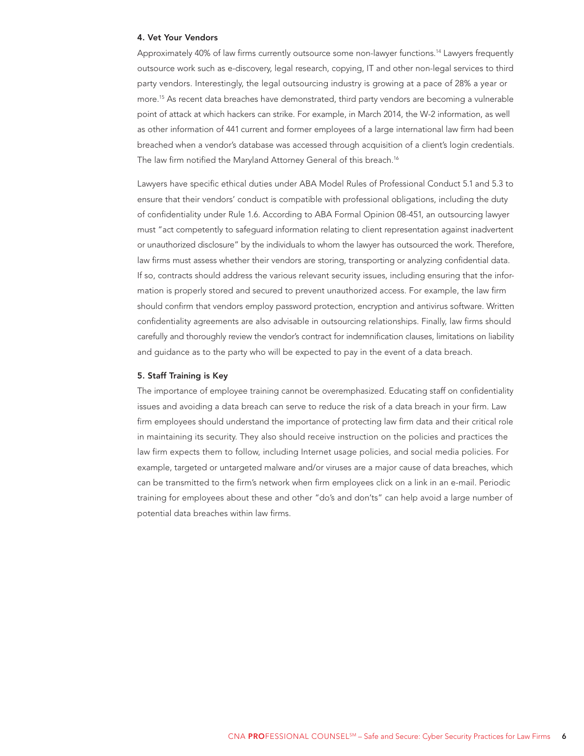#### 4. Vet Your Vendors

Approximately 40% of law firms currently outsource some non-lawyer functions.[14] Lawyers frequently outsource work such as e-discovery, legal research, copying, IT and other non-legal services to third party vendors. Interestingly, the legal outsourcing industry is growing at a pace of 28% a year or more.[15] As recent data breaches have demonstrated, third party vendors are becoming a vulnerable point of attack at which hackers can strike. For example, in March 2014, the W-2 information, as well as other information of 441 current and former employees of a large international law firm had been breached when a vendor's database was accessed through acquisition of a client's login credentials. The law firm notified the Maryland Attorney General of this breach.[16]

Lawyers have specific ethical duties under ABA Model Rules of Professional Conduct 5.1 and 5.3 to ensure that their vendors' conduct is compatible with professional obligations, including the duty of confidentiality under Rule 1.6. According to ABA Formal Opinion 08-451, an outsourcing lawyer must "act competently to safeguard information relating to client representation against inadvertent or unauthorized disclosure" by the individuals to whom the lawyer has outsourced the work. Therefore, law firms must assess whether their vendors are storing, transporting or analyzing confidential data. If so, contracts should address the various relevant security issues, including ensuring that the information is properly stored and secured to prevent unauthorized access. For example, the law firm should confirm that vendors employ password protection, encryption and antivirus software. Written confidentiality agreements are also advisable in outsourcing relationships. Finally, law firms should carefully and thoroughly review the vendor's contract for indemnification clauses, limitations on liability and guidance as to the party who will be expected to pay in the event of a data breach.

#### 5. Staff Training is Key

The importance of employee training cannot be overemphasized. Educating staff on confidentiality issues and avoiding a data breach can serve to reduce the risk of a data breach in your firm. Law firm employees should understand the importance of protecting law firm data and their critical role in maintaining its security. They also should receive instruction on the policies and practices the law firm expects them to follow, including Internet usage policies, and social media policies. For example, targeted or untargeted malware and/or viruses are a major cause of data breaches, which can be transmitted to the firm's network when firm employees click on a link in an e-mail. Periodic training for employees about these and other "do's and don'ts" can help avoid a large number of potential data breaches within law firms.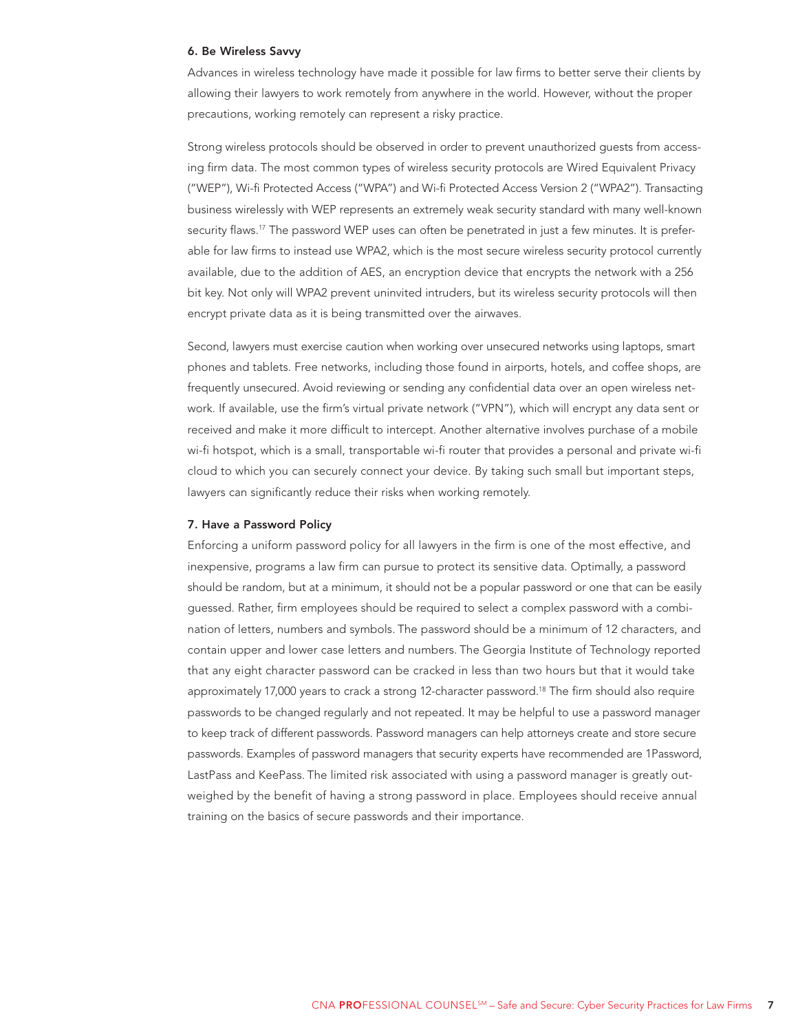### 6. Be Wireless Savvy

Advances in wireless technology have made it possible for law firms to better serve their clients by allowing their lawyers to work remotely from anywhere in the world. However, without the proper precautions, working remotely can represent a risky practice.

Strong wireless protocols should be observed in order to prevent unauthorized guests from accessing firm data. The most common types of wireless security protocols are Wired Equivalent Privacy ("WEP"), Wi-fi Protected Access ("WPA") and Wi-fi Protected Access Version 2 ("WPA2"). Transacting business wirelessly with WEP represents an extremely weak security standard with many well-known security flaws.[17] The password WEP uses can often be penetrated in just a few minutes. It is preferable for law firms to instead use WPA2, which is the most secure wireless security protocol currently available, due to the addition of AES, an encryption device that encrypts the network with a 256 bit key. Not only will WPA2 prevent uninvited intruders, but its wireless security protocols will then encrypt private data as it is being transmitted over the airwaves.

Second, lawyers must exercise caution when working over unsecured networks using laptops, smart phones and tablets. Free networks, including those found in airports, hotels, and coffee shops, are frequently unsecured. Avoid reviewing or sending any confidential data over an open wireless network. If available, use the firm's virtual private network ("VPN"), which will encrypt any data sent or received and make it more difficult to intercept. Another alternative involves purchase of a mobile wi-fi hotspot, which is a small, transportable wi-fi router that provides a personal and private wi-fi cloud to which you can securely connect your device. By taking such small but important steps, lawyers can significantly reduce their risks when working remotely.

### 7. Have a Password Policy

Enforcing a uniform password policy for all lawyers in the firm is one of the most effective, and inexpensive, programs a law firm can pursue to protect its sensitive data. Optimally, a password should be random, but at a minimum, it should not be a popular password or one that can be easily guessed. Rather, firm employees should be required to select a complex password with a combination of letters, numbers and symbols. The password should be a minimum of 12 characters, and contain upper and lower case letters and numbers. The Georgia Institute of Technology reported that any eight character password can be cracked in less than two hours but that it would take approximately 17,000 years to crack a strong 12-character password.[18] The firm should also require passwords to be changed regularly and not repeated. It may be helpful to use a password manager to keep track of different passwords. Password managers can help attorneys create and store secure passwords. Examples of password managers that security experts have recommended are 1Password, LastPass and KeePass. The limited risk associated with using a password manager is greatly outweighed by the benefit of having a strong password in place. Employees should receive annual training on the basics of secure passwords and their importance.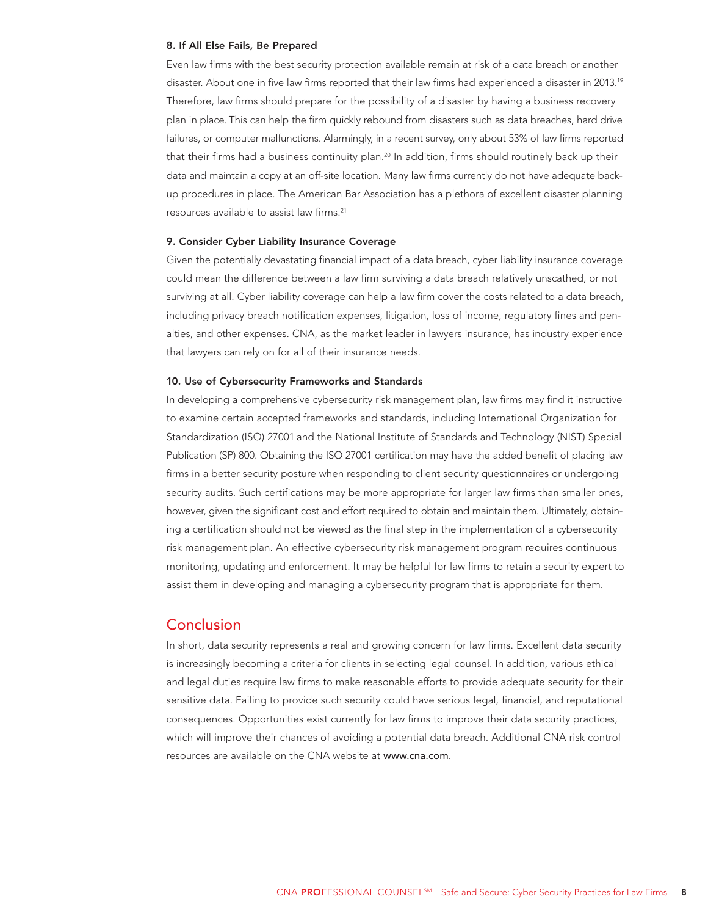### 8. If All Else Fails, Be Prepared

Even law firms with the best security protection available remain at risk of a data breach or another disaster. About one in five law firms reported that their law firms had experienced a disaster in 2013.[19] Therefore, law firms should prepare for the possibility of a disaster by having a business recovery plan in place. This can help the firm quickly rebound from disasters such as data breaches, hard drive failures, or computer malfunctions. Alarmingly, in a recent survey, only about 53% of law firms reported that their firms had a business continuity plan.[20] In addition, firms should routinely back up their data and maintain a copy at an off-site location. Many law firms currently do not have adequate back-up procedures in place. The American Bar Association has a plethora of excellent disaster planning resources available to assist law firms.[21]

### 9. Consider Cyber Liability Insurance Coverage

Given the potentially devastating financial impact of a data breach, cyber liability insurance coverage could mean the difference between a law firm surviving a data breach relatively unscathed, or not surviving at all. Cyber liability coverage can help a law firm cover the costs related to a data breach, including privacy breach notification expenses, litigation, loss of income, regulatory fines and penalties, and other expenses. CNA, as the market leader in lawyers insurance, has industry experience that lawyers can rely on for all of their insurance needs.

### 10. Use of Cybersecurity Frameworks and Standards

In developing a comprehensive cybersecurity risk management plan, law firms may find it instructive to examine certain accepted frameworks and standards, including International Organization for Standardization (ISO) 27001 and the National Institute of Standards and Technology (NIST) Special Publication (SP) 800. Obtaining the ISO 27001 certification may have the added benefit of placing law firms in a better security posture when responding to client security questionnaires or undergoing security audits. Such certifications may be more appropriate for larger law firms than smaller ones, however, given the significant cost and effort required to obtain and maintain them. Ultimately, obtaining a certification should not be viewed as the final step in the implementation of a cybersecurity risk management plan. An effective cybersecurity risk management program requires continuous monitoring, updating and enforcement. It may be helpful for law firms to retain a security expert to assist them in developing and managing a cybersecurity program that is appropriate for them.

## Conclusion

In short, data security represents a real and growing concern for law firms. Excellent data security is increasingly becoming a criteria for clients in selecting legal counsel. In addition, various ethical and legal duties require law firms to make reasonable efforts to provide adequate security for their sensitive data. Failing to provide such security could have serious legal, financial, and reputational consequences. Opportunities exist currently for law firms to improve their data security practices, which will improve their chances of avoiding a potential data breach. Additional CNA risk control resources are available on the CNA website at www.cna.com.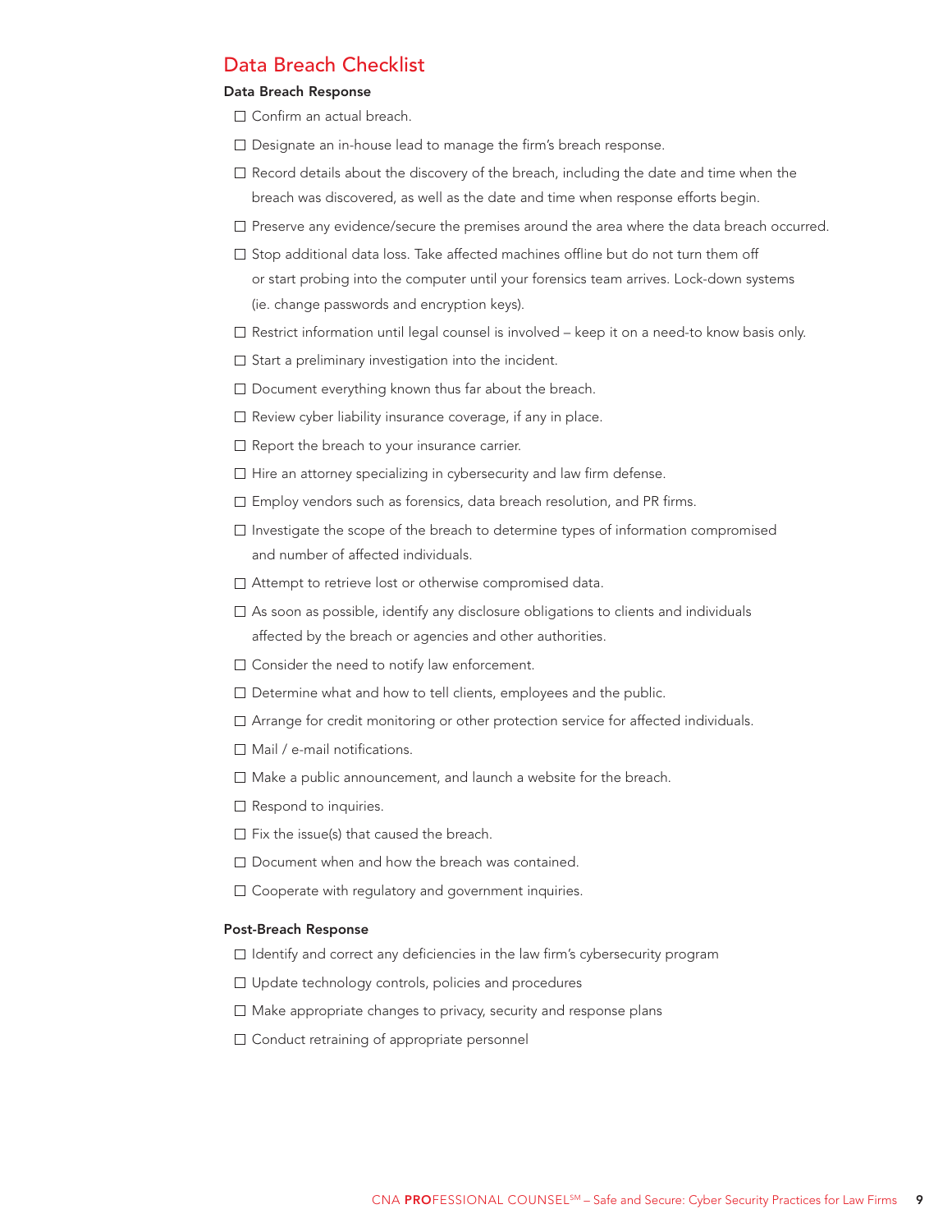# Data Breach Checklist

### Data Breach Response

- ☐ Confirm an actual breach.
- ☐ Designate an in-house lead to manage the firm's breach response.
- ☐ Record details about the discovery of the breach, including the date and time when the breach was discovered, as well as the date and time when response efforts begin.
- ☐ Preserve any evidence/secure the premises around the area where the data breach occurred.
- ☐ Stop additional data loss. Take affected machines offline but do not turn them off or start probing into the computer until your forensics team arrives. Lock-down systems (ie. change passwords and encryption keys).
- ☐ Restrict information until legal counsel is involved – keep it on a need-to know basis only.
- ☐ Start a preliminary investigation into the incident.
- ☐ Document everything known thus far about the breach.
- ☐ Review cyber liability insurance coverage, if any in place.
- ☐ Report the breach to your insurance carrier.
- ☐ Hire an attorney specializing in cybersecurity and law firm defense.
- ☐ Employ vendors such as forensics, data breach resolution, and PR firms.
- ☐ Investigate the scope of the breach to determine types of information compromised and number of affected individuals.
- ☐ Attempt to retrieve lost or otherwise compromised data.
- ☐ As soon as possible, identify any disclosure obligations to clients and individuals affected by the breach or agencies and other authorities.
- ☐ Consider the need to notify law enforcement.
- ☐ Determine what and how to tell clients, employees and the public.
- ☐ Arrange for credit monitoring or other protection service for affected individuals.
- ☐ Mail / e-mail notifications.
- ☐ Make a public announcement, and launch a website for the breach.
- ☐ Respond to inquiries.
- ☐ Fix the issue(s) that caused the breach.
- ☐ Document when and how the breach was contained.
- ☐ Cooperate with regulatory and government inquiries.

### Post-Breach Response

- ☐ Identify and correct any deficiencies in the law firm's cybersecurity program
- ☐ Update technology controls, policies and procedures
- ☐ Make appropriate changes to privacy, security and response plans
- ☐ Conduct retraining of appropriate personnel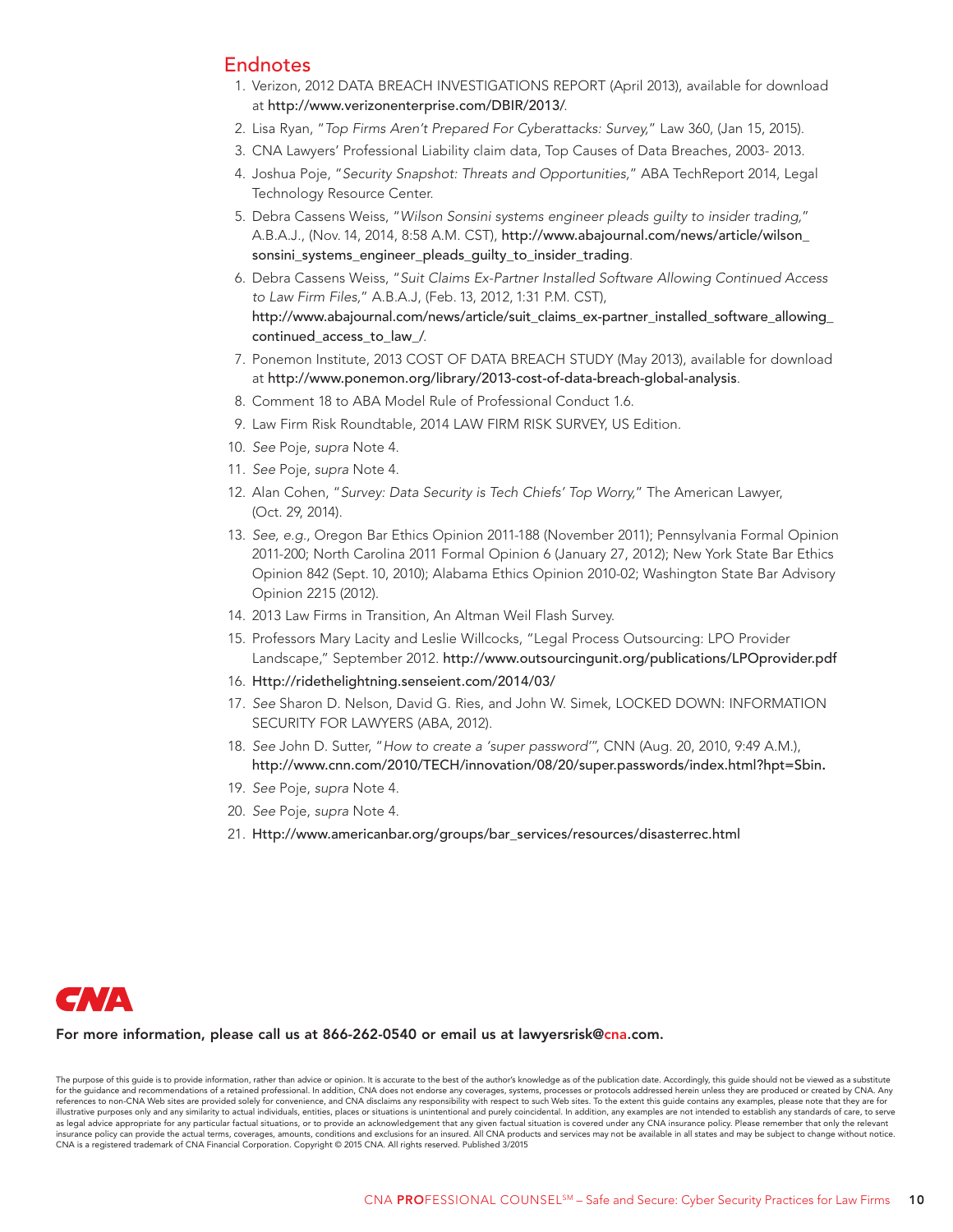## Endnotes

1. Verizon, 2012 DATA BREACH INVESTIGATIONS REPORT (April 2013), available for download at http://www.verizonenterprise.com/DBIR/2013/.
2. Lisa Ryan, "*Top Firms Aren't Prepared For Cyberattacks: Survey,*" Law 360, (Jan 15, 2015).
3. CNA Lawyers' Professional Liability claim data, Top Causes of Data Breaches, 2003- 2013.
4. Joshua Poje, "*Security Snapshot: Threats and Opportunities,*" ABA TechReport 2014, Legal Technology Resource Center.
5. Debra Cassens Weiss, "*Wilson Sonsini systems engineer pleads guilty to insider trading,*" A.B.A.J., (Nov. 14, 2014, 8:58 A.M. CST), http://www.abajournal.com/news/article/wilson_sonsini_systems_engineer_pleads_guilty_to_insider_trading.
6. Debra Cassens Weiss, "*Suit Claims Ex-Partner Installed Software Allowing Continued Access to Law Firm Files,*" A.B.A.J, (Feb. 13, 2012, 1:31 P.M. CST), http://www.abajournal.com/news/article/suit_claims_ex-partner_installed_software_allowing_continued_access_to_law_/.
7. Ponemon Institute, 2013 COST OF DATA BREACH STUDY (May 2013), available for download at http://www.ponemon.org/library/2013-cost-of-data-breach-global-analysis.
8. Comment 18 to ABA Model Rule of Professional Conduct 1.6.
9. Law Firm Risk Roundtable, 2014 LAW FIRM RISK SURVEY, US Edition.
10. *See* Poje, *supra* Note 4.
11. *See* Poje, *supra* Note 4.
12. Alan Cohen, "*Survey: Data Security is Tech Chiefs' Top Worry,*" The American Lawyer, (Oct. 29, 2014).
13. *See, e.g.*, Oregon Bar Ethics Opinion 2011-188 (November 2011); Pennsylvania Formal Opinion 2011-200; North Carolina 2011 Formal Opinion 6 (January 27, 2012); New York State Bar Ethics Opinion 842 (Sept. 10, 2010); Alabama Ethics Opinion 2010-02; Washington State Bar Advisory Opinion 2215 (2012).
14. 2013 Law Firms in Transition, An Altman Weil Flash Survey.
15. Professors Mary Lacity and Leslie Willcocks, "Legal Process Outsourcing: LPO Provider Landscape," September 2012. http://www.outsourcingunit.org/publications/LPOprovider.pdf
16. Http://ridethelightning.senseient.com/2014/03/
17. *See* Sharon D. Nelson, David G. Ries, and John W. Simek, LOCKED DOWN: INFORMATION SECURITY FOR LAWYERS (ABA, 2012).
18. *See* John D. Sutter, "*How to create a 'super password'*", CNN (Aug. 20, 2010, 9:49 A.M.), http://www.cnn.com/2010/TECH/innovation/08/20/super.passwords/index.html?hpt=Sbin.
19. *See* Poje, *supra* Note 4.
20. *See* Poje, *supra* Note 4.
21. Http://www.americanbar.org/groups/bar_services/resources/disasterrec.html

CNA

**For more information, please call us at 866-262-0540 or email us at lawyersrisk@cna.com.**

The purpose of this guide is to provide information, rather than advice or opinion. It is accurate to the best of the author's knowledge as of the publication date. Accordingly, this guide should not be viewed as a substitute for the guidance and recommendations of a retained professional. In addition, CNA does not endorse any coverages, systems, processes or protocols addressed herein unless they are produced or created by CNA. Any references to non-CNA Web sites are provided solely for convenience, and CNA disclaims any responsibility with respect to such Web sites. To the extent this guide contains any examples, please note that they are for illustrative purposes only and any similarity to actual individuals, entities, places or situations is unintentional and purely coincidental. In addition, any examples are not intended to establish any standards of care, to serve as legal advice appropriate for any particular factual situations, or to provide an acknowledgement that any given factual situation is covered under any CNA insurance policy. Please remember that only the relevant insurance policy can provide the actual terms, coverages, amounts, conditions and exclusions for an insured. All CNA products and services may not be available in all states and may be subject to change without notice. CNA is a registered trademark of CNA Financial Corporation. Copyright © 2015 CNA. All rights reserved. Published 3/2015